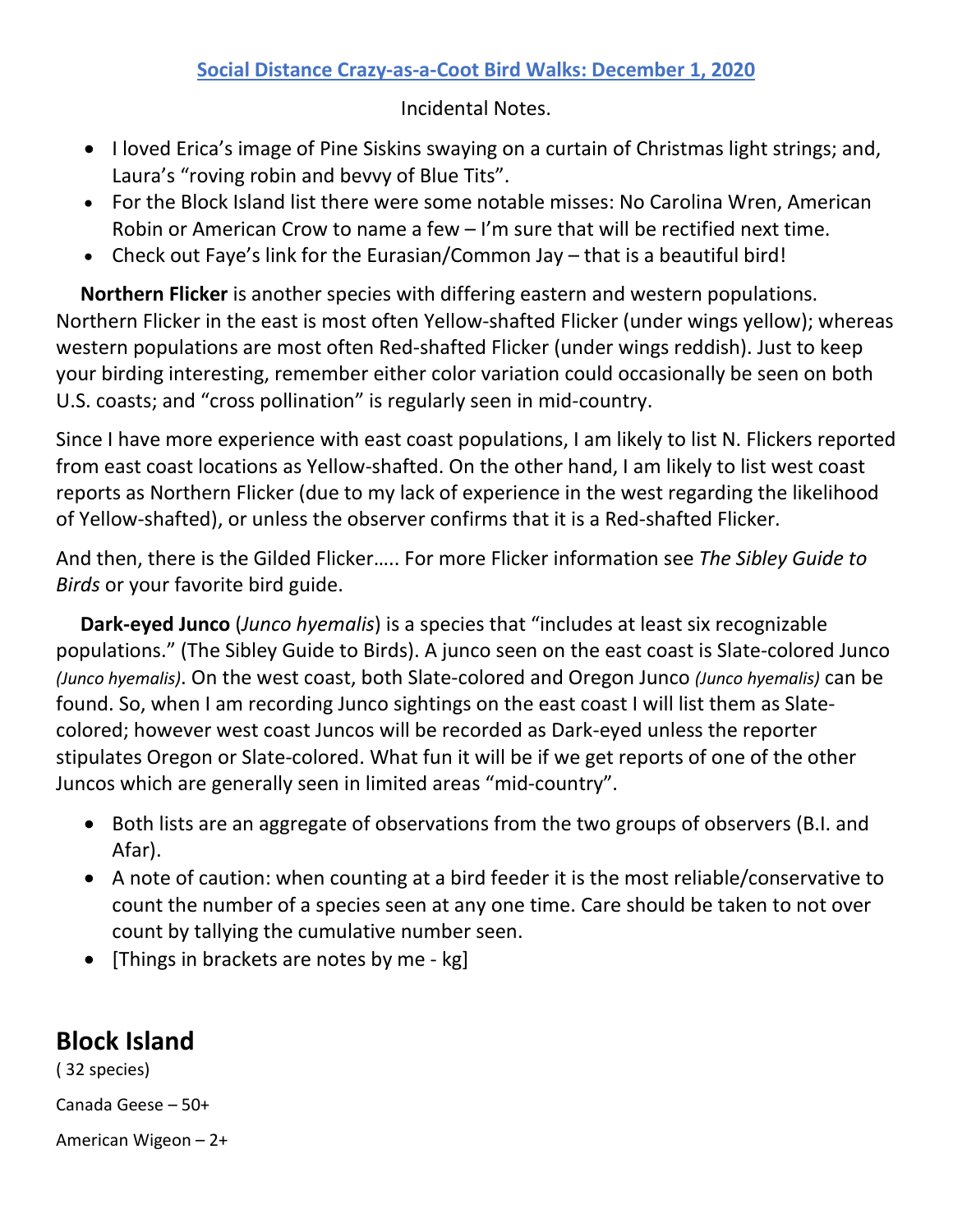# Social Distance Crazy-as-a-Coot Bird Walks: December 1, 2020

Incidental Notes.

- I loved Erica's image of Pine Siskins swaying on a curtain of Christmas light strings; and, Laura's "roving robin and bevvy of Blue Tits".
- For the Block Island list there were some notable misses: No Carolina Wren, American Robin or American Crow to name a few – I'm sure that will be rectified next time.
- Check out Faye's link for the Eurasian/Common Jay – that is a beautiful bird!

**Northern Flicker** is another species with differing eastern and western populations. Northern Flicker in the east is most often Yellow-shafted Flicker (under wings yellow); whereas western populations are most often Red-shafted Flicker (under wings reddish). Just to keep your birding interesting, remember either color variation could occasionally be seen on both U.S. coasts; and "cross pollination" is regularly seen in mid-country.

Since I have more experience with east coast populations, I am likely to list N. Flickers reported from east coast locations as Yellow-shafted. On the other hand, I am likely to list west coast reports as Northern Flicker (due to my lack of experience in the west regarding the likelihood of Yellow-shafted), or unless the observer confirms that it is a Red-shafted Flicker.

And then, there is the Gilded Flicker….. For more Flicker information see *The Sibley Guide to Birds* or your favorite bird guide.

**Dark-eyed Junco** (*Junco hyemalis*) is a species that "includes at least six recognizable populations." (The Sibley Guide to Birds). A junco seen on the east coast is Slate-colored Junco *(Junco hyemalis)*. On the west coast, both Slate-colored and Oregon Junco *(Junco hyemalis)* can be found. So, when I am recording Junco sightings on the east coast I will list them as Slate-colored; however west coast Juncos will be recorded as Dark-eyed unless the reporter stipulates Oregon or Slate-colored. What fun it will be if we get reports of one of the other Juncos which are generally seen in limited areas "mid-country".

- Both lists are an aggregate of observations from the two groups of observers (B.I. and Afar).
- A note of caution: when counting at a bird feeder it is the most reliable/conservative to count the number of a species seen at any one time. Care should be taken to not over count by tallying the cumulative number seen.
- [Things in brackets are notes by me - kg]

## Block Island

( 32 species)

Canada Geese – 50+

American Wigeon – 2+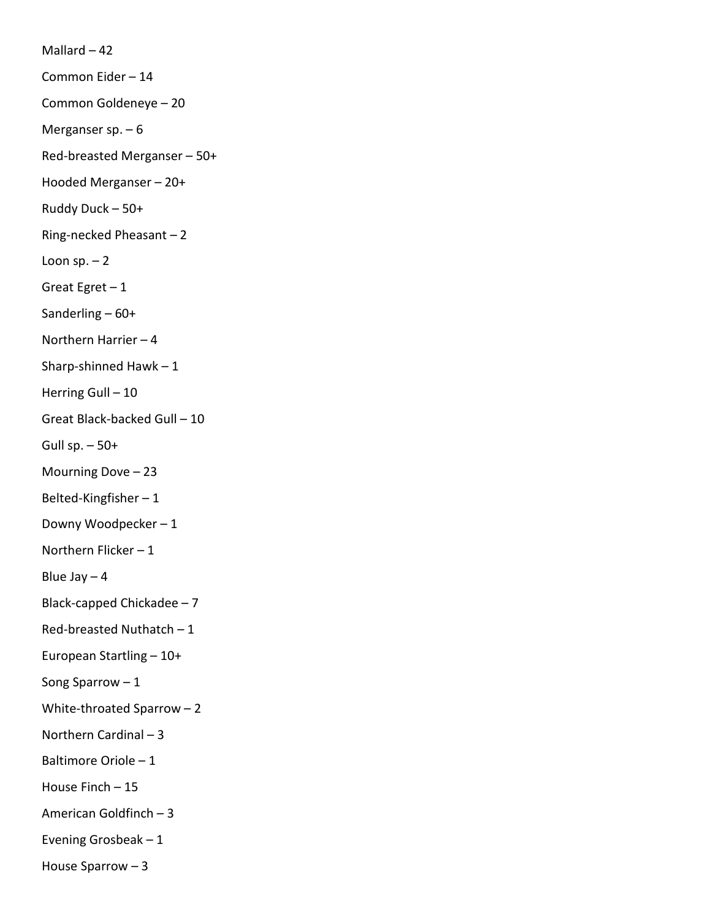Mallard – 42

Common Eider – 14

Common Goldeneye – 20

Merganser sp. – 6

Red-breasted Merganser – 50+

Hooded Merganser – 20+

Ruddy Duck – 50+

Ring-necked Pheasant – 2

Loon sp. – 2

Great Egret – 1

Sanderling – 60+

Northern Harrier – 4

Sharp-shinned Hawk – 1

Herring Gull – 10

Great Black-backed Gull – 10

Gull sp. – 50+

Mourning Dove – 23

Belted-Kingfisher – 1

Downy Woodpecker – 1

Northern Flicker – 1

Blue Jay – 4

Black-capped Chickadee – 7

Red-breasted Nuthatch – 1

European Startling – 10+

Song Sparrow – 1

White-throated Sparrow – 2

Northern Cardinal – 3

Baltimore Oriole – 1

House Finch – 15

American Goldfinch – 3

Evening Grosbeak – 1

House Sparrow – 3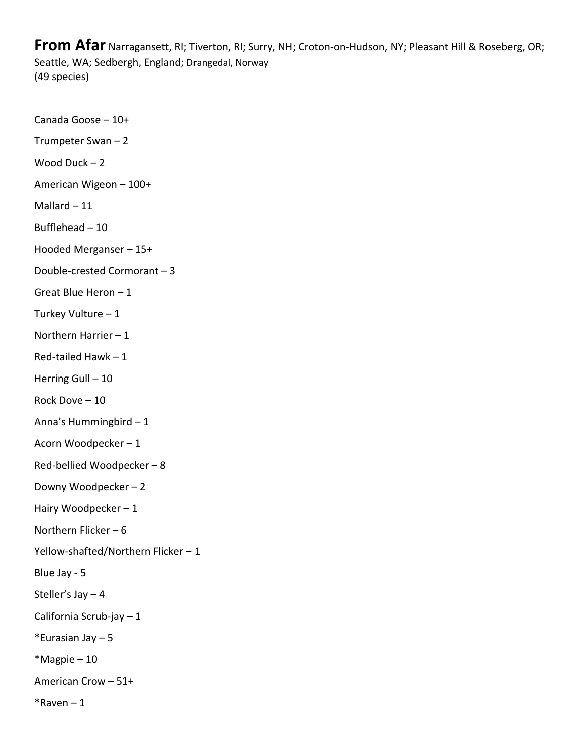**From Afar** Narragansett, RI; Tiverton, RI; Surry, NH; Croton-on-Hudson, NY; Pleasant Hill & Roseberg, OR; Seattle, WA; Sedbergh, England; Drangedal, Norway
(49 species)

Canada Goose – 10+

Trumpeter Swan – 2

Wood Duck – 2

American Wigeon – 100+

Mallard – 11

Bufflehead – 10

Hooded Merganser – 15+

Double-crested Cormorant – 3

Great Blue Heron – 1

Turkey Vulture – 1

Northern Harrier – 1

Red-tailed Hawk – 1

Herring Gull – 10

Rock Dove – 10

Anna's Hummingbird – 1

Acorn Woodpecker – 1

Red-bellied Woodpecker – 8

Downy Woodpecker – 2

Hairy Woodpecker – 1

Northern Flicker – 6

Yellow-shafted/Northern Flicker – 1

Blue Jay - 5

Steller's Jay – 4

California Scrub-jay – 1

*Eurasian Jay – 5

*Magpie – 10

American Crow – 51+

*Raven – 1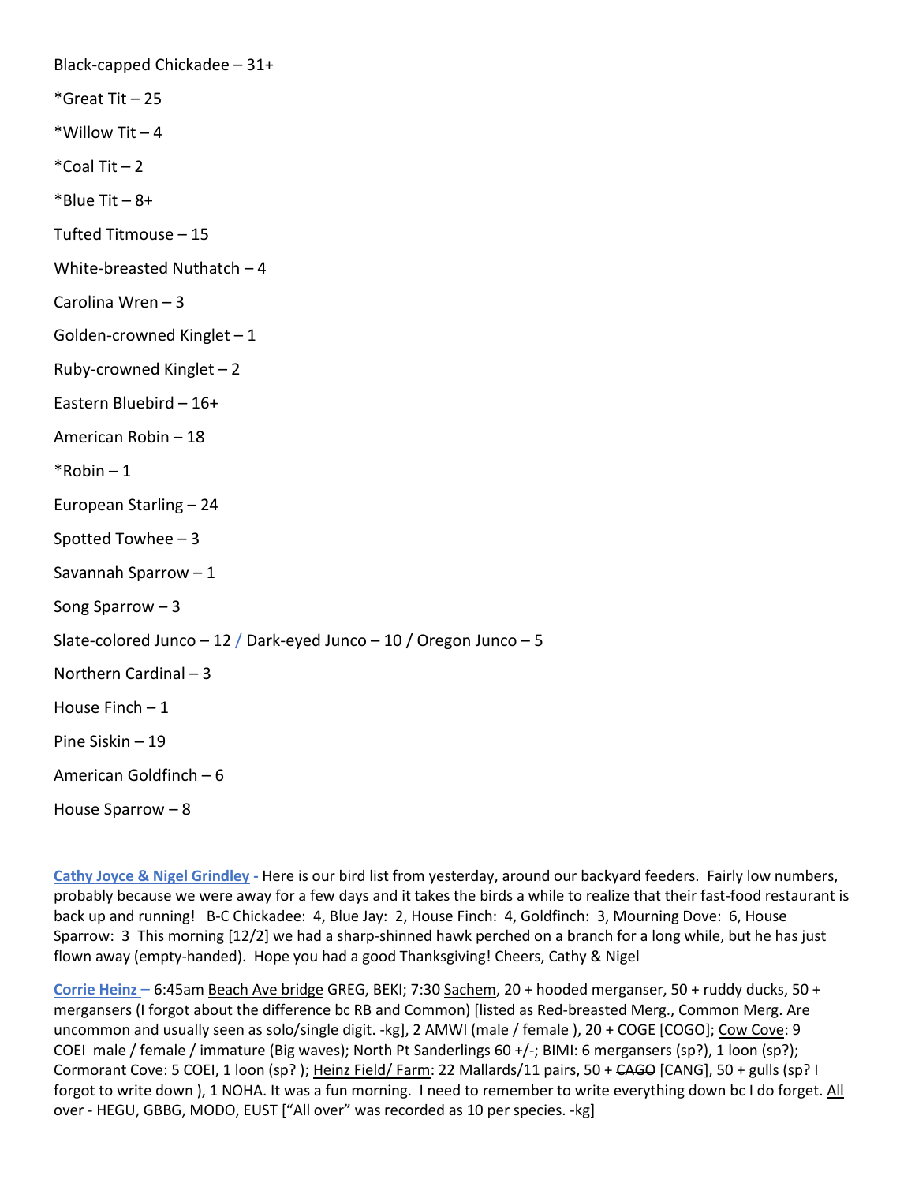Black-capped Chickadee – 31+

*Great Tit – 25

*Willow Tit – 4

*Coal Tit – 2

*Blue Tit – 8+

Tufted Titmouse – 15

White-breasted Nuthatch – 4

Carolina Wren – 3

Golden-crowned Kinglet – 1

Ruby-crowned Kinglet – 2

Eastern Bluebird – 16+

American Robin – 18

*Robin – 1

European Starling – 24

Spotted Towhee – 3

Savannah Sparrow – 1

Song Sparrow – 3

Slate-colored Junco – 12 / Dark-eyed Junco – 10 / Oregon Junco – 5

Northern Cardinal – 3

House Finch – 1

Pine Siskin – 19

American Goldfinch – 6

House Sparrow – 8

**Cathy Joyce & Nigel Grindley** - Here is our bird list from yesterday, around our backyard feeders. Fairly low numbers, probably because we were away for a few days and it takes the birds a while to realize that their fast-food restaurant is back up and running! B-C Chickadee: 4, Blue Jay: 2, House Finch: 4, Goldfinch: 3, Mourning Dove: 6, House Sparrow: 3 This morning [12/2] we had a sharp-shinned hawk perched on a branch for a long while, but he has just flown away (empty-handed). Hope you had a good Thanksgiving! Cheers, Cathy & Nigel

**Corrie Heinz** – 6:45am Beach Ave bridge GREG, BEKI; 7:30 Sachem, 20 + hooded merganser, 50 + ruddy ducks, 50 + mergansers (I forgot about the difference bc RB and Common) [listed as Red-breasted Merg., Common Merg. Are uncommon and usually seen as solo/single digit. -kg], 2 AMWI (male / female ), 20 + ~~COGE~~ [COGO]; Cow Cove: 9 COEI male / female / immature (Big waves); North Pt Sanderlings 60 +/-; BIMI: 6 mergansers (sp?), 1 loon (sp?); Cormorant Cove: 5 COEI, 1 loon (sp? ); Heinz Field/ Farm: 22 Mallards/11 pairs, 50 + ~~CAGO~~ [CANG], 50 + gulls (sp? I forgot to write down ), 1 NOHA. It was a fun morning. I need to remember to write everything down bc I do forget. All over - HEGU, GBBG, MODO, EUST ["All over" was recorded as 10 per species. -kg]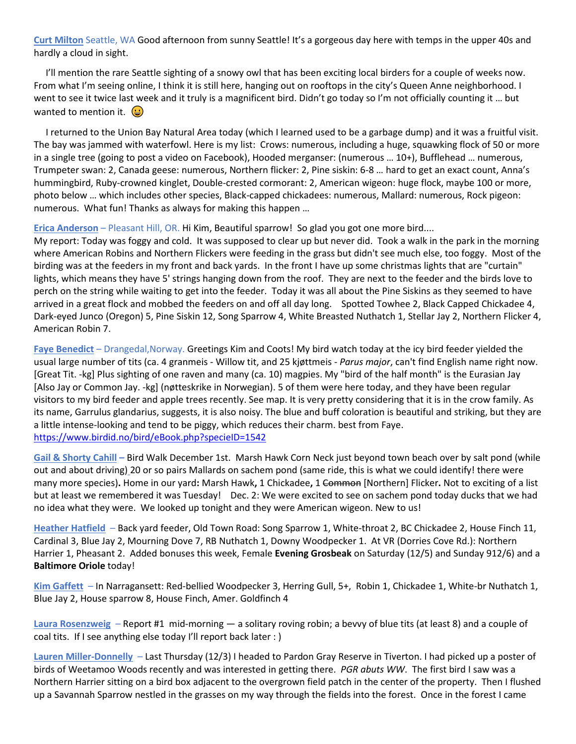**Curt Milton** Seattle, WA Good afternoon from sunny Seattle! It's a gorgeous day here with temps in the upper 40s and hardly a cloud in sight.

I'll mention the rare Seattle sighting of a snowy owl that has been exciting local birders for a couple of weeks now. From what I'm seeing online, I think it is still here, hanging out on rooftops in the city's Queen Anne neighborhood. I went to see it twice last week and it truly is a magnificent bird. Didn't go today so I'm not officially counting it … but wanted to mention it. 😀

I returned to the Union Bay Natural Area today (which I learned used to be a garbage dump) and it was a fruitful visit. The bay was jammed with waterfowl. Here is my list: Crows: numerous, including a huge, squawking flock of 50 or more in a single tree (going to post a video on Facebook), Hooded merganser: (numerous … 10+), Bufflehead … numerous, Trumpeter swan: 2, Canada geese: numerous, Northern flicker: 2, Pine siskin: 6-8 … hard to get an exact count, Anna's hummingbird, Ruby-crowned kinglet, Double-crested cormorant: 2, American wigeon: huge flock, maybe 100 or more, photo below … which includes other species, Black-capped chickadees: numerous, Mallard: numerous, Rock pigeon: numerous. What fun! Thanks as always for making this happen …

**Erica Anderson** – Pleasant Hill, OR. Hi Kim, Beautiful sparrow! So glad you got one more bird....
My report: Today was foggy and cold. It was supposed to clear up but never did. Took a walk in the park in the morning where American Robins and Northern Flickers were feeding in the grass but didn't see much else, too foggy. Most of the birding was at the feeders in my front and back yards. In the front I have up some christmas lights that are "curtain" lights, which means they have 5' strings hanging down from the roof. They are next to the feeder and the birds love to perch on the string while waiting to get into the feeder. Today it was all about the Pine Siskins as they seemed to have arrived in a great flock and mobbed the feeders on and off all day long. Spotted Towhee 2, Black Capped Chickadee 4, Dark-eyed Junco (Oregon) 5, Pine Siskin 12, Song Sparrow 4, White Breasted Nuthatch 1, Stellar Jay 2, Northern Flicker 4, American Robin 7.

**Faye Benedict** – Drangedal,Norway. Greetings Kim and Coots! My bird watch today at the icy bird feeder yielded the usual large number of tits (ca. 4 granmeis - Willow tit, and 25 kjøttmeis - *Parus major*, can't find English name right now. [Great Tit. -kg] Plus sighting of one raven and many (ca. 10) magpies. My "bird of the half month" is the Eurasian Jay [Also Jay or Common Jay. -kg] (nøtteskrike in Norwegian). 5 of them were here today, and they have been regular visitors to my bird feeder and apple trees recently. See map. It is very pretty considering that it is in the crow family. As its name, Garrulus glandarius, suggests, it is also noisy. The blue and buff coloration is beautiful and striking, but they are a little intense-looking and tend to be piggy, which reduces their charm. best from Faye.
https://www.birdid.no/bird/eBook.php?specieID=1542

**Gail & Shorty Cahill –** Bird Walk December 1st. Marsh Hawk Corn Neck just beyond town beach over by salt pond (while out and about driving) 20 or so pairs Mallards on sachem pond (same ride, this is what we could identify! there were many more species**).** Home in our yard**:** Marsh Hawk**,** 1 Chickadee**,** 1 ~~Common~~ [Northern] Flicker**.** Not to exciting of a list but at least we remembered it was Tuesday! Dec. 2: We were excited to see on sachem pond today ducks that we had no idea what they were. We looked up tonight and they were American wigeon. New to us!

**Heather Hatfield** – Back yard feeder, Old Town Road: Song Sparrow 1, White-throat 2, BC Chickadee 2, House Finch 11, Cardinal 3, Blue Jay 2, Mourning Dove 7, RB Nuthatch 1, Downy Woodpecker 1. At VR (Dorries Cove Rd.): Northern Harrier 1, Pheasant 2. Added bonuses this week, Female **Evening Grosbeak** on Saturday (12/5) and Sunday 912/6) and a **Baltimore Oriole** today!

**Kim Gaffett** – In Narragansett: Red-bellied Woodpecker 3, Herring Gull, 5+, Robin 1, Chickadee 1, White-br Nuthatch 1, Blue Jay 2, House sparrow 8, House Finch, Amer. Goldfinch 4

**Laura Rosenzweig** – Report #1 mid-morning — a solitary roving robin; a bevvy of blue tits (at least 8) and a couple of coal tits. If I see anything else today I'll report back later : )

**Lauren Miller-Donnelly** – Last Thursday (12/3) I headed to Pardon Gray Reserve in Tiverton. I had picked up a poster of birds of Weetamoo Woods recently and was interested in getting there. *PGR abuts WW*. The first bird I saw was a Northern Harrier sitting on a bird box adjacent to the overgrown field patch in the center of the property. Then I flushed up a Savannah Sparrow nestled in the grasses on my way through the fields into the forest. Once in the forest I came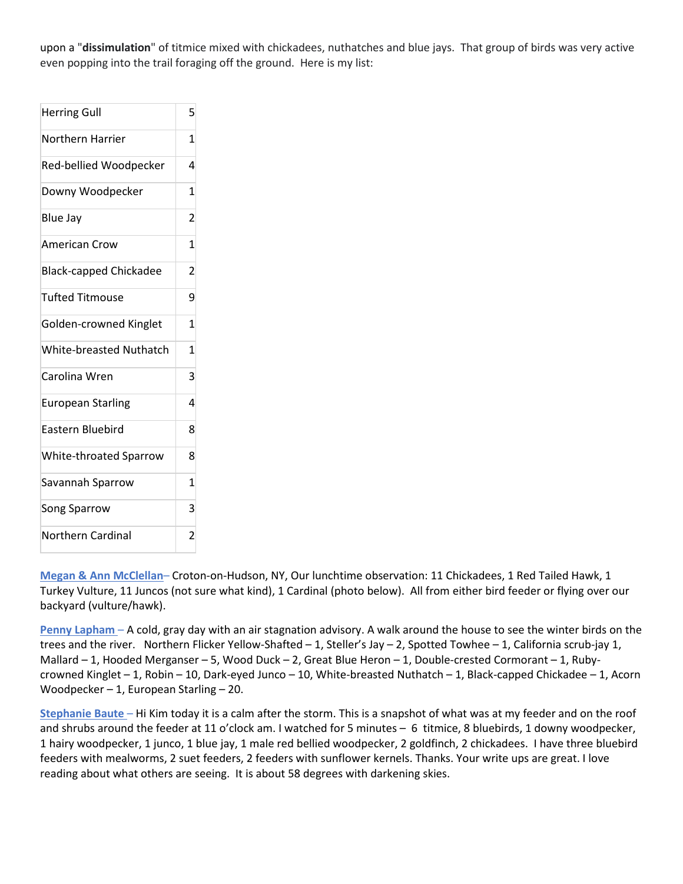upon a "**dissimulation**" of titmice mixed with chickadees, nuthatches and blue jays. That group of birds was very active even popping into the trail foraging off the ground. Here is my list:

| | |
|---|---|
| Herring Gull | 5 |
| Northern Harrier | 1 |
| Red-bellied Woodpecker | 4 |
| Downy Woodpecker | 1 |
| Blue Jay | 2 |
| American Crow | 1 |
| Black-capped Chickadee | 2 |
| Tufted Titmouse | 9 |
| Golden-crowned Kinglet | 1 |
| White-breasted Nuthatch | 1 |
| Carolina Wren | 3 |
| European Starling | 4 |
| Eastern Bluebird | 8 |
| White-throated Sparrow | 8 |
| Savannah Sparrow | 1 |
| Song Sparrow | 3 |
| Northern Cardinal | 2 |

**Megan & Ann McClellan**– Croton-on-Hudson, NY, Our lunchtime observation: 11 Chickadees, 1 Red Tailed Hawk, 1 Turkey Vulture, 11 Juncos (not sure what kind), 1 Cardinal (photo below). All from either bird feeder or flying over our backyard (vulture/hawk).

**Penny Lapham** – A cold, gray day with an air stagnation advisory. A walk around the house to see the winter birds on the trees and the river. Northern Flicker Yellow-Shafted – 1, Steller's Jay – 2, Spotted Towhee – 1, California scrub-jay 1, Mallard – 1, Hooded Merganser – 5, Wood Duck – 2, Great Blue Heron – 1, Double-crested Cormorant – 1, Ruby-crowned Kinglet – 1, Robin – 10, Dark-eyed Junco – 10, White-breasted Nuthatch – 1, Black-capped Chickadee – 1, Acorn Woodpecker – 1, European Starling – 20.

**Stephanie Baute** – Hi Kim today it is a calm after the storm. This is a snapshot of what was at my feeder and on the roof and shrubs around the feeder at 11 o'clock am. I watched for 5 minutes – 6 titmice, 8 bluebirds, 1 downy woodpecker, 1 hairy woodpecker, 1 junco, 1 blue jay, 1 male red bellied woodpecker, 2 goldfinch, 2 chickadees. I have three bluebird feeders with mealworms, 2 suet feeders, 2 feeders with sunflower kernels. Thanks. Your write ups are great. I love reading about what others are seeing. It is about 58 degrees with darkening skies.